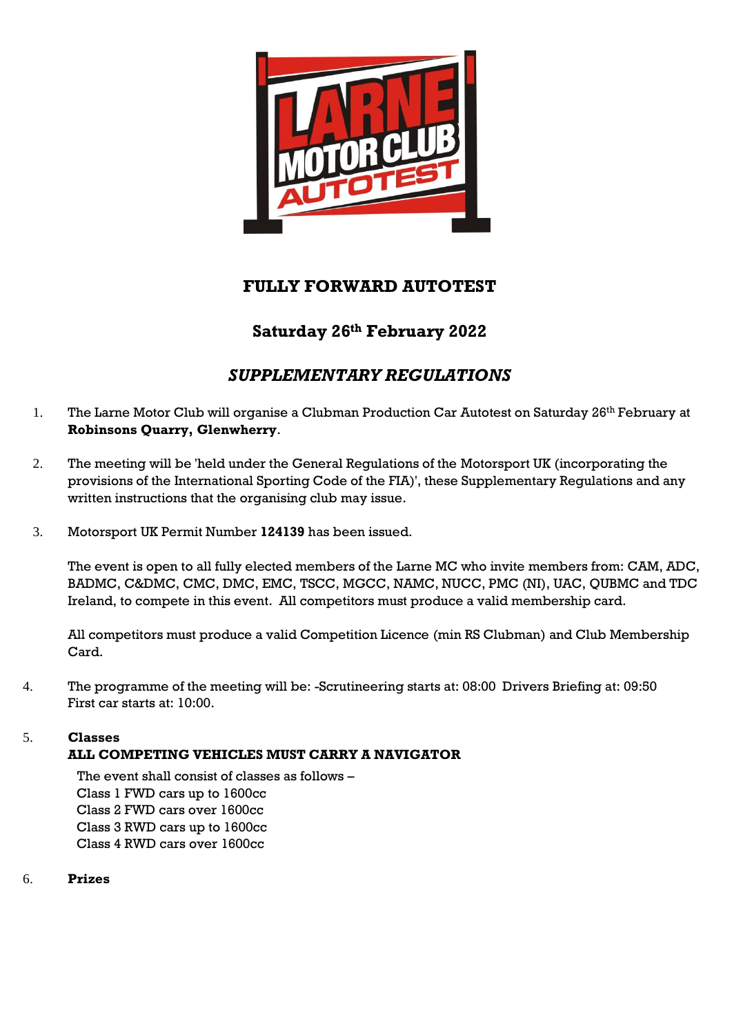# FULLY FORWARD AUTOTEST

## Saturday 26th February 2022

## *SUPPLEMENTARY REGULATIONS*

1. The Larne Motor Club will organise a Clubman Production Car Autotest on Saturday 26th February at **Robinsons Quarry, Glenwherry**.

2. The meeting will be 'held under the General Regulations of the Motorsport UK (incorporating the provisions of the International Sporting Code of the FIA)', these Supplementary Regulations and any written instructions that the organising club may issue.

3. Motorsport UK Permit Number **124139** has been issued.

   The event is open to all fully elected members of the Larne MC who invite members from: CAM, ADC, BADMC, C&DMC, CMC, DMC, EMC, TSCC, MGCC, NAMC, NUCC, PMC (NI), UAC, QUBMC and TDC Ireland, to compete in this event. All competitors must produce a valid membership card.

   All competitors must produce a valid Competition Licence (min RS Clubman) and Club Membership Card.

4. The programme of the meeting will be: -Scrutineering starts at: 08:00 Drivers Briefing at: 09:50 First car starts at: 10:00.

5. **Classes**
   **ALL COMPETING VEHICLES MUST CARRY A NAVIGATOR**

   The event shall consist of classes as follows –
   Class 1 FWD cars up to 1600cc
   Class 2 FWD cars over 1600cc
   Class 3 RWD cars up to 1600cc
   Class 4 RWD cars over 1600cc

6. **Prizes**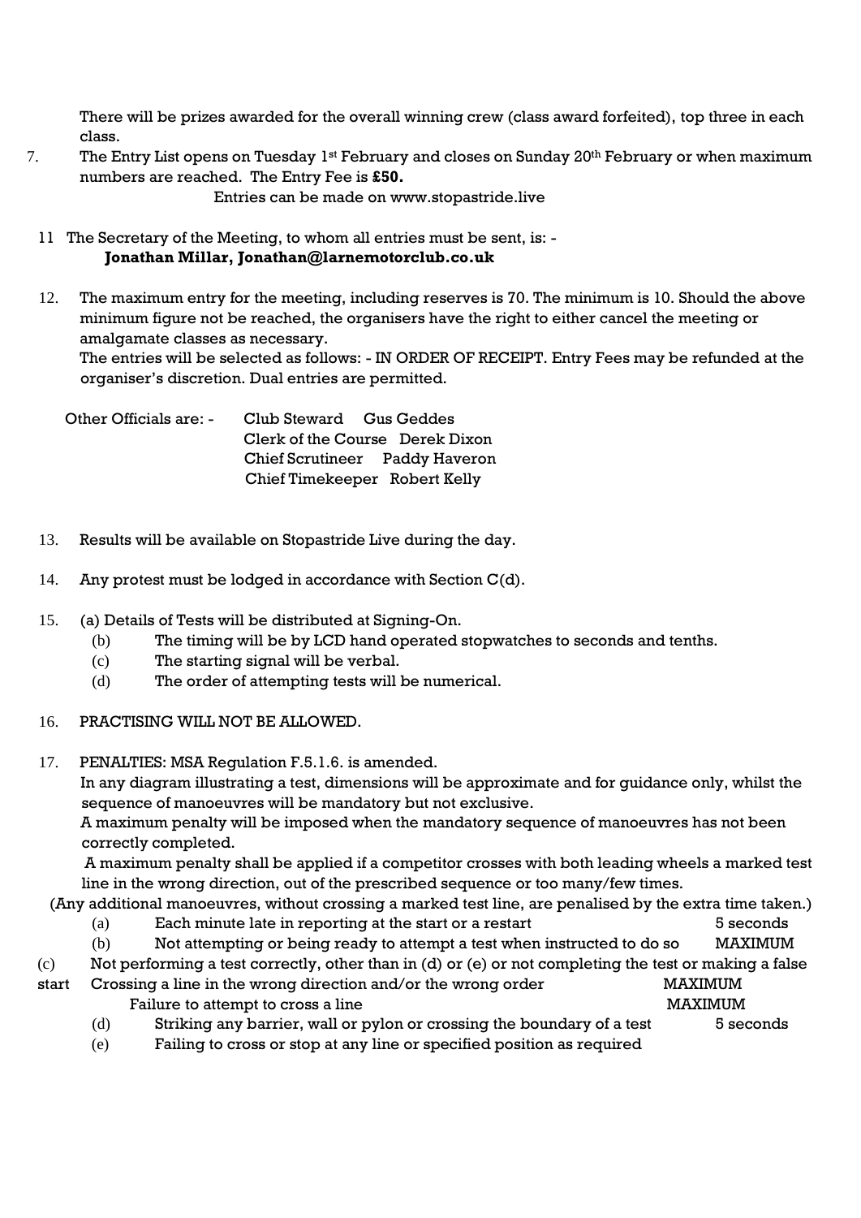There will be prizes awarded for the overall winning crew (class award forfeited), top three in each class.

7. The Entry List opens on Tuesday 1st February and closes on Sunday 20th February or when maximum numbers are reached. The Entry Fee is **£50.**

   Entries can be made on www.stopastride.live

11 The Secretary of the Meeting, to whom all entries must be sent, is: -
   **Jonathan Millar, Jonathan@larnemotorclub.co.uk**

12. The maximum entry for the meeting, including reserves is 70. The minimum is 10. Should the above minimum figure not be reached, the organisers have the right to either cancel the meeting or amalgamate classes as necessary.
    The entries will be selected as follows: - IN ORDER OF RECEIPT. Entry Fees may be refunded at the organiser's discretion. Dual entries are permitted.

Other Officials are: -
- Club Steward Gus Geddes
- Clerk of the Course Derek Dixon
- Chief Scrutineer Paddy Haveron
- Chief Timekeeper Robert Kelly

13. Results will be available on Stopastride Live during the day.

14. Any protest must be lodged in accordance with Section C(d).

15. (a) Details of Tests will be distributed at Signing-On.
    (b) The timing will be by LCD hand operated stopwatches to seconds and tenths.
    (c) The starting signal will be verbal.
    (d) The order of attempting tests will be numerical.

16. PRACTISING WILL NOT BE ALLOWED.

17. PENALTIES: MSA Regulation F.5.1.6. is amended.
    In any diagram illustrating a test, dimensions will be approximate and for guidance only, whilst the sequence of manoeuvres will be mandatory but not exclusive.
    A maximum penalty will be imposed when the mandatory sequence of manoeuvres has not been correctly completed.
    A maximum penalty shall be applied if a competitor crosses with both leading wheels a marked test line in the wrong direction, out of the prescribed sequence or too many/few times.
    (Any additional manoeuvres, without crossing a marked test line, are penalised by the extra time taken.)

| | | |
|---|---|---|
| (a) | Each minute late in reporting at the start or a restart | 5 seconds |
| (b) | Not attempting or being ready to attempt a test when instructed to do so | MAXIMUM |
| (c) | Not performing a test correctly, other than in (d) or (e) or not completing the test or making a false start Crossing a line in the wrong direction and/or the wrong order | MAXIMUM |
| | Failure to attempt to cross a line | MAXIMUM |
| (d) | Striking any barrier, wall or pylon or crossing the boundary of a test | 5 seconds |
| (e) | Failing to cross or stop at any line or specified position as required | |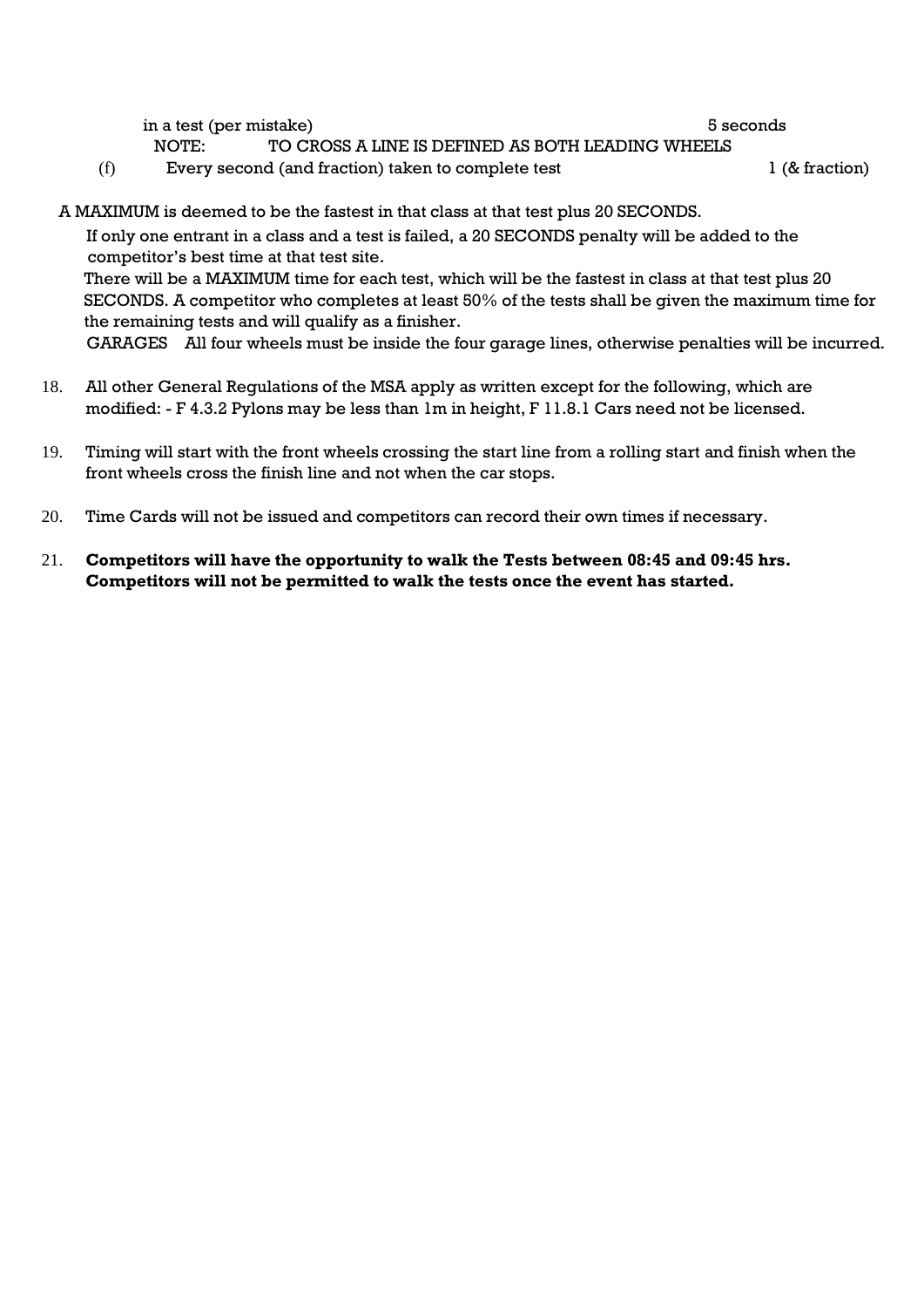in a test (per mistake) 5 seconds

NOTE: TO CROSS A LINE IS DEFINED AS BOTH LEADING WHEELS

(f) Every second (and fraction) taken to complete test 1 (& fraction)

A MAXIMUM is deemed to be the fastest in that class at that test plus 20 SECONDS.

If only one entrant in a class and a test is failed, a 20 SECONDS penalty will be added to the competitor's best time at that test site.

There will be a MAXIMUM time for each test, which will be the fastest in class at that test plus 20 SECONDS. A competitor who completes at least 50% of the tests shall be given the maximum time for the remaining tests and will qualify as a finisher.

GARAGES All four wheels must be inside the four garage lines, otherwise penalties will be incurred.

18. All other General Regulations of the MSA apply as written except for the following, which are modified: - F 4.3.2 Pylons may be less than 1m in height, F 11.8.1 Cars need not be licensed.

19. Timing will start with the front wheels crossing the start line from a rolling start and finish when the front wheels cross the finish line and not when the car stops.

20. Time Cards will not be issued and competitors can record their own times if necessary.

21. **Competitors will have the opportunity to walk the Tests between 08:45 and 09:45 hrs. Competitors will not be permitted to walk the tests once the event has started.**